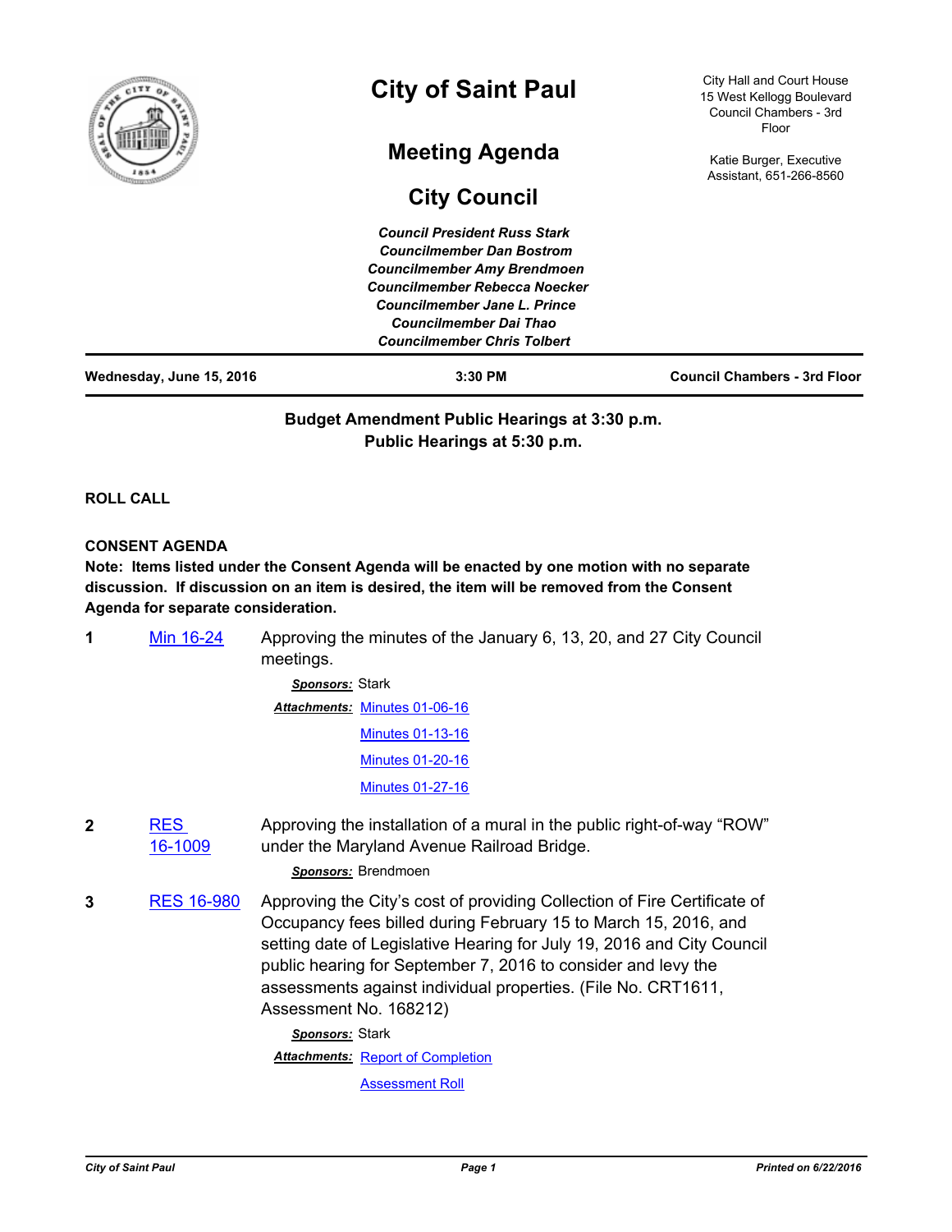# City of Saint Paul

City Hall and Court House
15 West Kellogg Boulevard
Council Chambers - 3rd Floor

Katie Burger, Executive Assistant, 651-266-8560

## Meeting Agenda

## City Council

*Council President Russ Stark*
*Councilmember Dan Bostrom*
*Councilmember Amy Brendmoen*
*Councilmember Rebecca Noecker*
*Councilmember Jane L. Prince*
*Councilmember Dai Thao*
*Councilmember Chris Tolbert*

**Wednesday, June 15, 2016** | **3:30 PM** | **Council Chambers - 3rd Floor**

**Budget Amendment Public Hearings at 3:30 p.m.**
**Public Hearings at 5:30 p.m.**

**ROLL CALL**

**CONSENT AGENDA**

**Note: Items listed under the Consent Agenda will be enacted by one motion with no separate discussion. If discussion on an item is desired, the item will be removed from the Consent Agenda for separate consideration.**

**1** Min 16-24 — Approving the minutes of the January 6, 13, 20, and 27 City Council meetings.

***Sponsors:*** Stark

***Attachments:*** Minutes 01-06-16
Minutes 01-13-16
Minutes 01-20-16
Minutes 01-27-16

**2** RES 16-1009 — Approving the installation of a mural in the public right-of-way "ROW" under the Maryland Avenue Railroad Bridge.

***Sponsors:*** Brendmoen

**3** RES 16-980 — Approving the City's cost of providing Collection of Fire Certificate of Occupancy fees billed during February 15 to March 15, 2016, and setting date of Legislative Hearing for July 19, 2016 and City Council public hearing for September 7, 2016 to consider and levy the assessments against individual properties. (File No. CRT1611, Assessment No. 168212)

***Sponsors:*** Stark

***Attachments:*** Report of Completion
Assessment Roll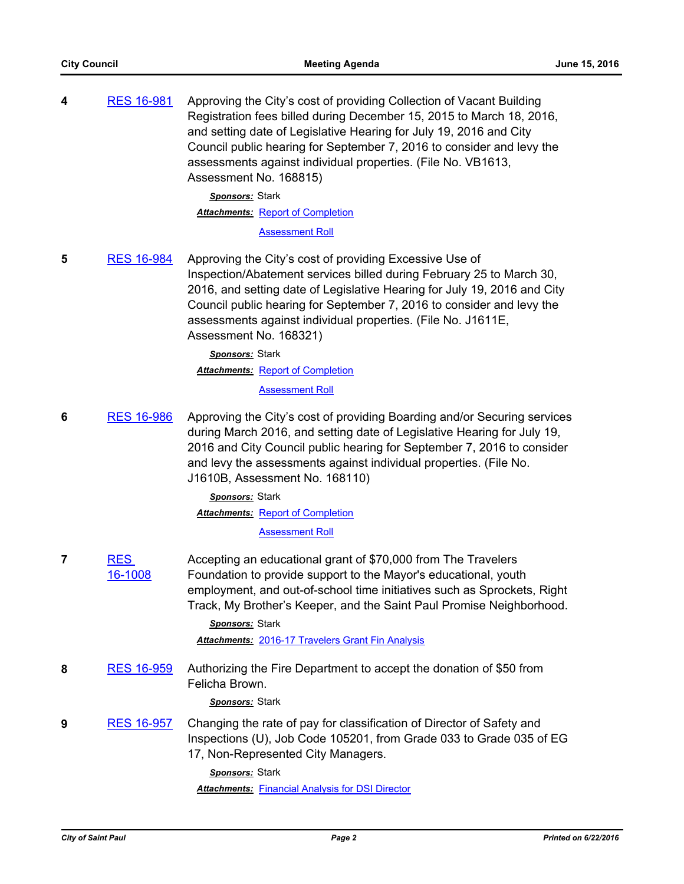**4** RES 16-981

Approving the City's cost of providing Collection of Vacant Building Registration fees billed during December 15, 2015 to March 18, 2016, and setting date of Legislative Hearing for July 19, 2016 and City Council public hearing for September 7, 2016 to consider and levy the assessments against individual properties. (File No. VB1613, Assessment No. 168815)

***Sponsors:*** Stark

***Attachments:*** Report of Completion

Assessment Roll

**5** RES 16-984

Approving the City's cost of providing Excessive Use of Inspection/Abatement services billed during February 25 to March 30, 2016, and setting date of Legislative Hearing for July 19, 2016 and City Council public hearing for September 7, 2016 to consider and levy the assessments against individual properties. (File No. J1611E, Assessment No. 168321)

***Sponsors:*** Stark

***Attachments:*** Report of Completion

Assessment Roll

**6** RES 16-986

Approving the City's cost of providing Boarding and/or Securing services during March 2016, and setting date of Legislative Hearing for July 19, 2016 and City Council public hearing for September 7, 2016 to consider and levy the assessments against individual properties. (File No. J1610B, Assessment No. 168110)

***Sponsors:*** Stark

***Attachments:*** Report of Completion

Assessment Roll

**7** RES 16-1008

Accepting an educational grant of $70,000 from The Travelers Foundation to provide support to the Mayor's educational, youth employment, and out-of-school time initiatives such as Sprockets, Right Track, My Brother's Keeper, and the Saint Paul Promise Neighborhood.

***Sponsors:*** Stark

***Attachments:*** 2016-17 Travelers Grant Fin Analysis

**8** RES 16-959

Authorizing the Fire Department to accept the donation of $50 from Felicha Brown.

***Sponsors:*** Stark

**9** RES 16-957

Changing the rate of pay for classification of Director of Safety and Inspections (U), Job Code 105201, from Grade 033 to Grade 035 of EG 17, Non-Represented City Managers.

***Sponsors:*** Stark

***Attachments:*** Financial Analysis for DSI Director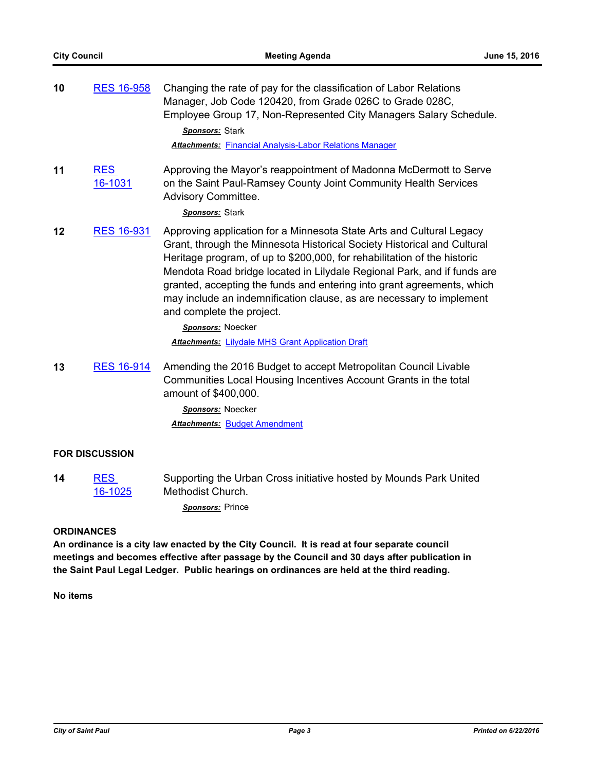**10** RES 16-958 Changing the rate of pay for the classification of Labor Relations Manager, Job Code 120420, from Grade 026C to Grade 028C, Employee Group 17, Non-Represented City Managers Salary Schedule.

***Sponsors:*** Stark

***Attachments:*** Financial Analysis-Labor Relations Manager

**11** RES 16-1031 Approving the Mayor's reappointment of Madonna McDermott to Serve on the Saint Paul-Ramsey County Joint Community Health Services Advisory Committee.

***Sponsors:*** Stark

**12** RES 16-931 Approving application for a Minnesota State Arts and Cultural Legacy Grant, through the Minnesota Historical Society Historical and Cultural Heritage program, of up to $200,000, for rehabilitation of the historic Mendota Road bridge located in Lilydale Regional Park, and if funds are granted, accepting the funds and entering into grant agreements, which may include an indemnification clause, as are necessary to implement and complete the project.

***Sponsors:*** Noecker

***Attachments:*** Lilydale MHS Grant Application Draft

**13** RES 16-914 Amending the 2016 Budget to accept Metropolitan Council Livable Communities Local Housing Incentives Account Grants in the total amount of $400,000.

***Sponsors:*** Noecker

***Attachments:*** Budget Amendment

**FOR DISCUSSION**

**14** RES 16-1025 Supporting the Urban Cross initiative hosted by Mounds Park United Methodist Church.

***Sponsors:*** Prince

**ORDINANCES**

**An ordinance is a city law enacted by the City Council. It is read at four separate council meetings and becomes effective after passage by the Council and 30 days after publication in the Saint Paul Legal Ledger. Public hearings on ordinances are held at the third reading.**

**No items**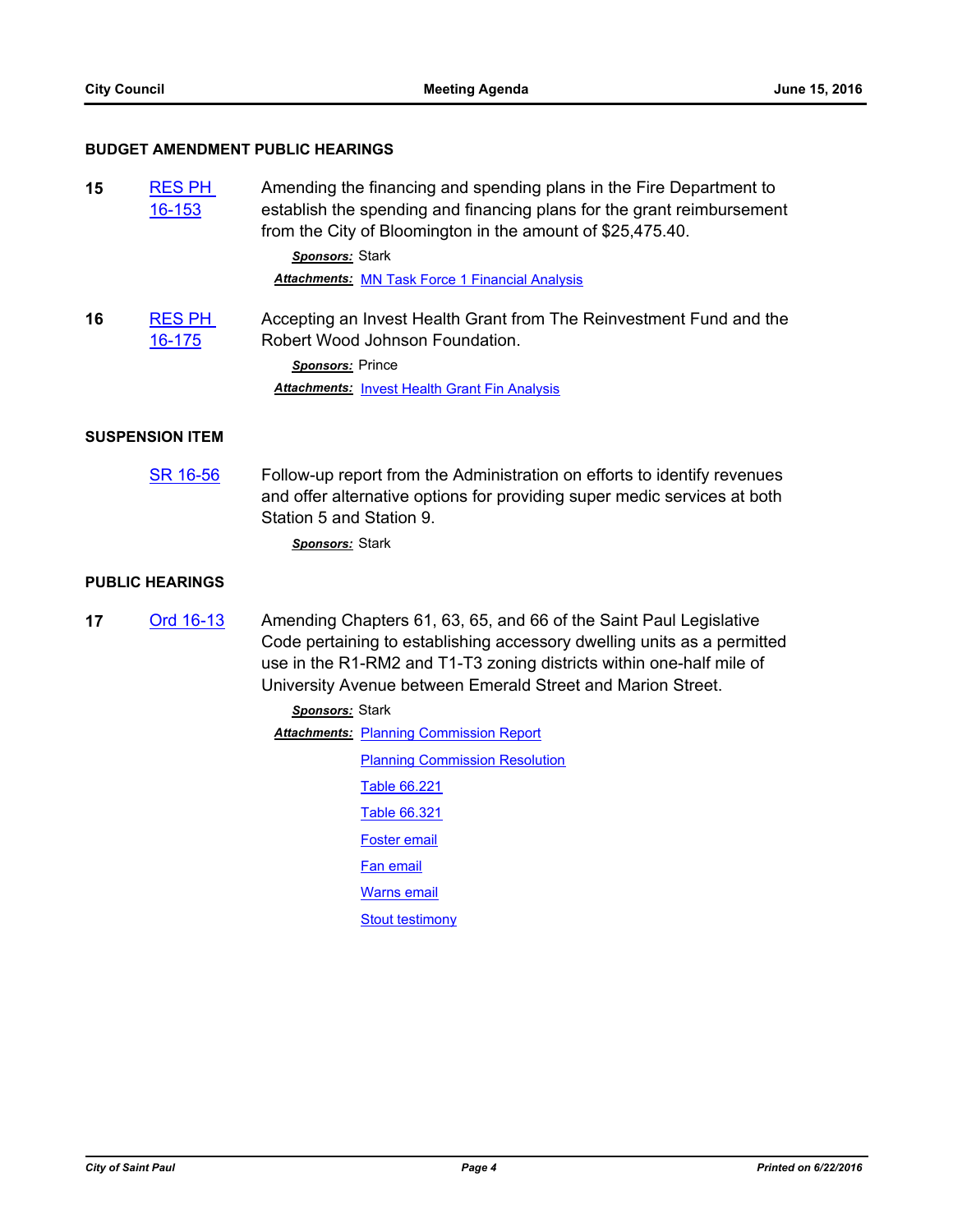## BUDGET AMENDMENT PUBLIC HEARINGS

**15** [RES PH 16-153] Amending the financing and spending plans in the Fire Department to establish the spending and financing plans for the grant reimbursement from the City of Bloomington in the amount of $25,475.40.

***Sponsors:*** Stark

***Attachments:*** MN Task Force 1 Financial Analysis

**16** [RES PH 16-175] Accepting an Invest Health Grant from The Reinvestment Fund and the Robert Wood Johnson Foundation.

***Sponsors:*** Prince

***Attachments:*** Invest Health Grant Fin Analysis

## SUSPENSION ITEM

[SR 16-56] Follow-up report from the Administration on efforts to identify revenues and offer alternative options for providing super medic services at both Station 5 and Station 9.

***Sponsors:*** Stark

## PUBLIC HEARINGS

**17** [Ord 16-13] Amending Chapters 61, 63, 65, and 66 of the Saint Paul Legislative Code pertaining to establishing accessory dwelling units as a permitted use in the R1-RM2 and T1-T3 zoning districts within one-half mile of University Avenue between Emerald Street and Marion Street.

***Sponsors:*** Stark

***Attachments:*** Planning Commission Report
Planning Commission Resolution
Table 66.221
Table 66.321
Foster email
Fan email
Warns email
Stout testimony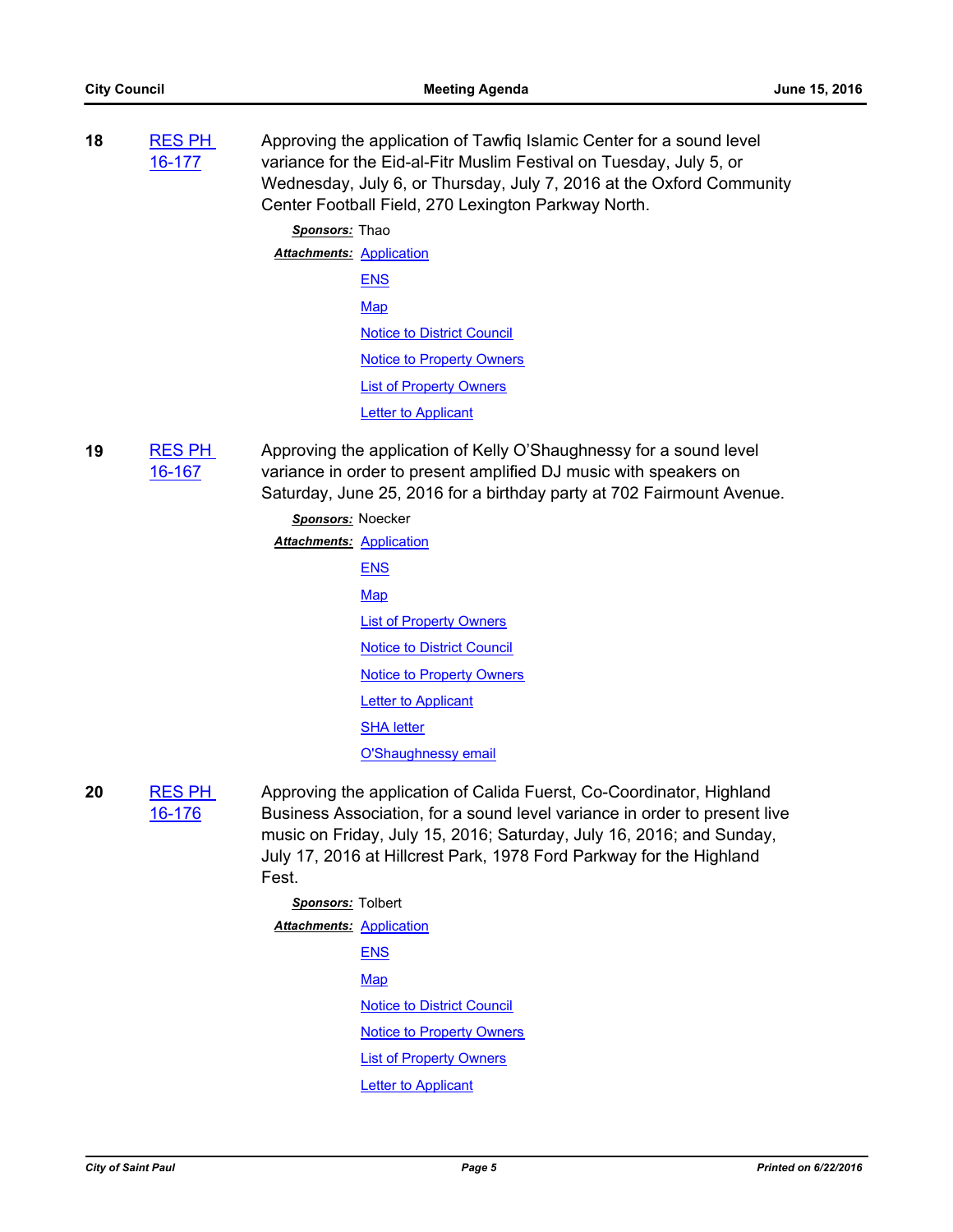**18** RES PH 16-177

Approving the application of Tawfiq Islamic Center for a sound level variance for the Eid-al-Fitr Muslim Festival on Tuesday, July 5, or Wednesday, July 6, or Thursday, July 7, 2016 at the Oxford Community Center Football Field, 270 Lexington Parkway North.

***Sponsors:*** Thao

***Attachments:*** Application
ENS
Map
Notice to District Council
Notice to Property Owners
List of Property Owners
Letter to Applicant

**19** RES PH 16-167

Approving the application of Kelly O'Shaughnessy for a sound level variance in order to present amplified DJ music with speakers on Saturday, June 25, 2016 for a birthday party at 702 Fairmount Avenue.

***Sponsors:*** Noecker

***Attachments:*** Application
ENS
Map
List of Property Owners
Notice to District Council
Notice to Property Owners
Letter to Applicant
SHA letter
O'Shaughnessy email

**20** RES PH 16-176

Approving the application of Calida Fuerst, Co-Coordinator, Highland Business Association, for a sound level variance in order to present live music on Friday, July 15, 2016; Saturday, July 16, 2016; and Sunday, July 17, 2016 at Hillcrest Park, 1978 Ford Parkway for the Highland Fest.

***Sponsors:*** Tolbert

***Attachments:*** Application
ENS
Map
Notice to District Council
Notice to Property Owners
List of Property Owners
Letter to Applicant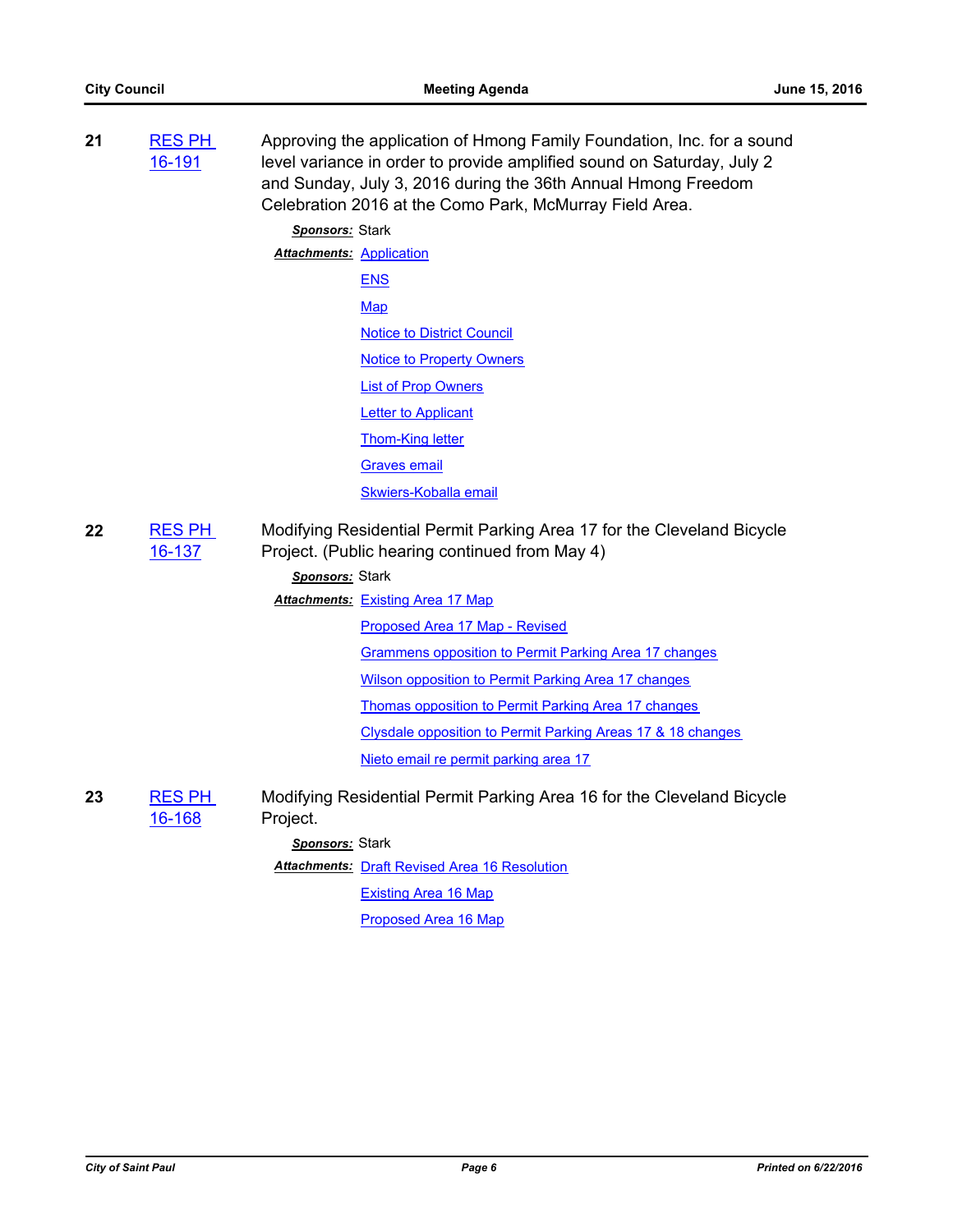**21** RES PH 16-191

Approving the application of Hmong Family Foundation, Inc. for a sound level variance in order to provide amplified sound on Saturday, July 2 and Sunday, July 3, 2016 during the 36th Annual Hmong Freedom Celebration 2016 at the Como Park, McMurray Field Area.

***Sponsors:*** Stark

***Attachments:*** Application
ENS
Map
Notice to District Council
Notice to Property Owners
List of Prop Owners
Letter to Applicant
Thom-King letter
Graves email
Skwiers-Koballa email

**22** RES PH 16-137

Modifying Residential Permit Parking Area 17 for the Cleveland Bicycle Project. (Public hearing continued from May 4)

***Sponsors:*** Stark

***Attachments:*** Existing Area 17 Map
Proposed Area 17 Map - Revised
Grammens opposition to Permit Parking Area 17 changes
Wilson opposition to Permit Parking Area 17 changes
Thomas opposition to Permit Parking Area 17 changes
Clysdale opposition to Permit Parking Areas 17 & 18 changes
Nieto email re permit parking area 17

**23** RES PH 16-168

Modifying Residential Permit Parking Area 16 for the Cleveland Bicycle Project.

***Sponsors:*** Stark

***Attachments:*** Draft Revised Area 16 Resolution
Existing Area 16 Map
Proposed Area 16 Map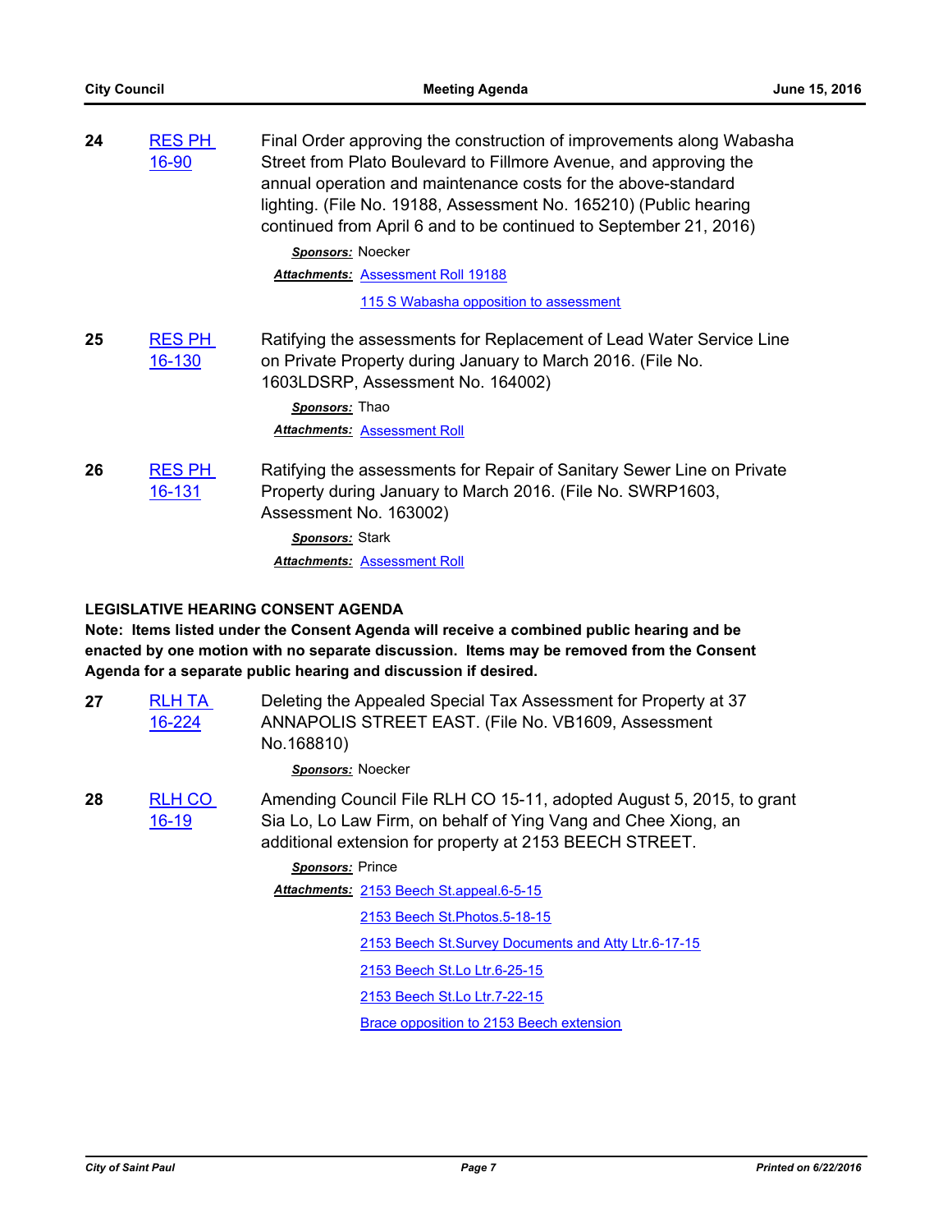**24** RES PH 16-90

Final Order approving the construction of improvements along Wabasha Street from Plato Boulevard to Fillmore Avenue, and approving the annual operation and maintenance costs for the above-standard lighting. (File No. 19188, Assessment No. 165210) (Public hearing continued from April 6 and to be continued to September 21, 2016)

***Sponsors:*** Noecker

***Attachments:*** Assessment Roll 19188

115 S Wabasha opposition to assessment

**25** RES PH 16-130

Ratifying the assessments for Replacement of Lead Water Service Line on Private Property during January to March 2016. (File No. 1603LDSRP, Assessment No. 164002)

***Sponsors:*** Thao

***Attachments:*** Assessment Roll

**26** RES PH 16-131

Ratifying the assessments for Repair of Sanitary Sewer Line on Private Property during January to March 2016. (File No. SWRP1603, Assessment No. 163002)

***Sponsors:*** Stark

***Attachments:*** Assessment Roll

**LEGISLATIVE HEARING CONSENT AGENDA**

**Note: Items listed under the Consent Agenda will receive a combined public hearing and be enacted by one motion with no separate discussion. Items may be removed from the Consent Agenda for a separate public hearing and discussion if desired.**

**27** RLH TA 16-224

Deleting the Appealed Special Tax Assessment for Property at 37 ANNAPOLIS STREET EAST. (File No. VB1609, Assessment No.168810)

***Sponsors:*** Noecker

**28** RLH CO 16-19

Amending Council File RLH CO 15-11, adopted August 5, 2015, to grant Sia Lo, Lo Law Firm, on behalf of Ying Vang and Chee Xiong, an additional extension for property at 2153 BEECH STREET.

***Sponsors:*** Prince

***Attachments:*** 2153 Beech St.appeal.6-5-15

2153 Beech St.Photos.5-18-15

2153 Beech St.Survey Documents and Atty Ltr.6-17-15

2153 Beech St.Lo Ltr.6-25-15

2153 Beech St.Lo Ltr.7-22-15

Brace opposition to 2153 Beech extension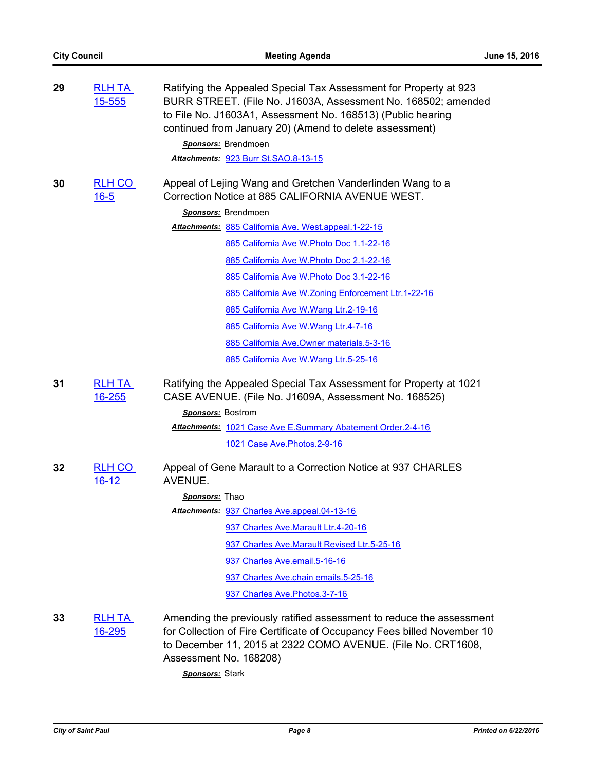**29** RLH TA 15-555

Ratifying the Appealed Special Tax Assessment for Property at 923 BURR STREET. (File No. J1603A, Assessment No. 168502; amended to File No. J1603A1, Assessment No. 168513) (Public hearing continued from January 20) (Amend to delete assessment)

***Sponsors:*** Brendmoen

***Attachments:*** 923 Burr St.SAO.8-13-15

**30** RLH CO 16-5

Appeal of Lejing Wang and Gretchen Vanderlinden Wang to a Correction Notice at 885 CALIFORNIA AVENUE WEST.

***Sponsors:*** Brendmoen

***Attachments:***
- 885 California Ave. West.appeal.1-22-15
- 885 California Ave W.Photo Doc 1.1-22-16
- 885 California Ave W.Photo Doc 2.1-22-16
- 885 California Ave W.Photo Doc 3.1-22-16
- 885 California Ave W.Zoning Enforcement Ltr.1-22-16
- 885 California Ave W.Wang Ltr.2-19-16
- 885 California Ave W.Wang Ltr.4-7-16
- 885 California Ave.Owner materials.5-3-16
- 885 California Ave W.Wang Ltr.5-25-16

**31** RLH TA 16-255

Ratifying the Appealed Special Tax Assessment for Property at 1021 CASE AVENUE. (File No. J1609A, Assessment No. 168525)

***Sponsors:*** Bostrom

***Attachments:***
- 1021 Case Ave E.Summary Abatement Order.2-4-16
- 1021 Case Ave.Photos.2-9-16

**32** RLH CO 16-12

Appeal of Gene Marault to a Correction Notice at 937 CHARLES AVENUE.

***Sponsors:*** Thao

***Attachments:***
- 937 Charles Ave.appeal.04-13-16
- 937 Charles Ave.Marault Ltr.4-20-16
- 937 Charles Ave.Marault Revised Ltr.5-25-16
- 937 Charles Ave.email.5-16-16
- 937 Charles Ave.chain emails.5-25-16
- 937 Charles Ave.Photos.3-7-16

**33** RLH TA 16-295

Amending the previously ratified assessment to reduce the assessment for Collection of Fire Certificate of Occupancy Fees billed November 10 to December 11, 2015 at 2322 COMO AVENUE. (File No. CRT1608, Assessment No. 168208)

***Sponsors:*** Stark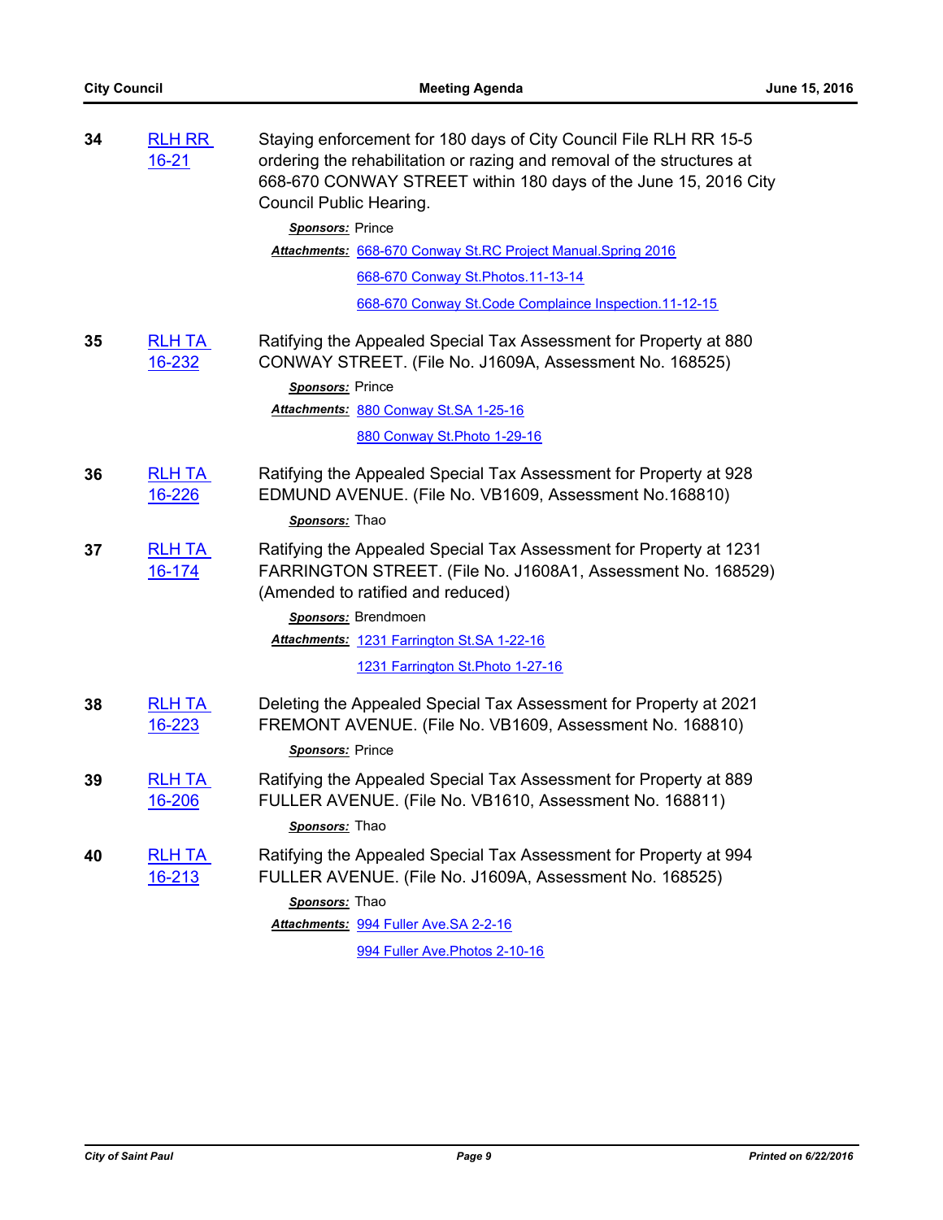**34** [RLH RR 16-21]

Staying enforcement for 180 days of City Council File RLH RR 15-5 ordering the rehabilitation or razing and removal of the structures at 668-670 CONWAY STREET within 180 days of the June 15, 2016 City Council Public Hearing.

***Sponsors:*** Prince

***Attachments:*** 668-670 Conway St.RC Project Manual.Spring 2016
668-670 Conway St.Photos.11-13-14
668-670 Conway St.Code Complaince Inspection.11-12-15

**35** [RLH TA 16-232]

Ratifying the Appealed Special Tax Assessment for Property at 880 CONWAY STREET. (File No. J1609A, Assessment No. 168525)

***Sponsors:*** Prince

***Attachments:*** 880 Conway St.SA 1-25-16
880 Conway St.Photo 1-29-16

**36** [RLH TA 16-226]

Ratifying the Appealed Special Tax Assessment for Property at 928 EDMUND AVENUE. (File No. VB1609, Assessment No.168810)

***Sponsors:*** Thao

**37** [RLH TA 16-174]

Ratifying the Appealed Special Tax Assessment for Property at 1231 FARRINGTON STREET. (File No. J1608A1, Assessment No. 168529) (Amended to ratified and reduced)

***Sponsors:*** Brendmoen

***Attachments:*** 1231 Farrington St.SA 1-22-16
1231 Farrington St.Photo 1-27-16

**38** [RLH TA 16-223]

Deleting the Appealed Special Tax Assessment for Property at 2021 FREMONT AVENUE. (File No. VB1609, Assessment No. 168810)

***Sponsors:*** Prince

**39** [RLH TA 16-206]

Ratifying the Appealed Special Tax Assessment for Property at 889 FULLER AVENUE. (File No. VB1610, Assessment No. 168811)

***Sponsors:*** Thao

**40** [RLH TA 16-213]

Ratifying the Appealed Special Tax Assessment for Property at 994 FULLER AVENUE. (File No. J1609A, Assessment No. 168525)

***Sponsors:*** Thao

***Attachments:*** 994 Fuller Ave.SA 2-2-16
994 Fuller Ave.Photos 2-10-16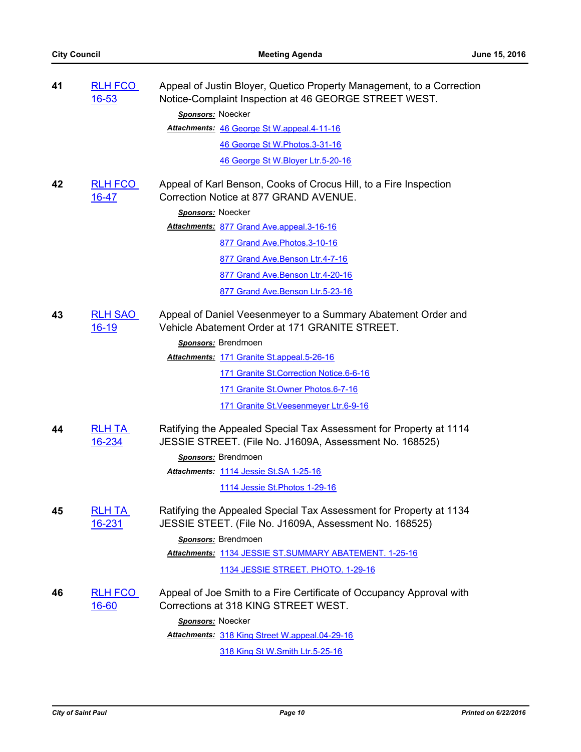**41** RLH FCO 16-53

Appeal of Justin Bloyer, Quetico Property Management, to a Correction Notice-Complaint Inspection at 46 GEORGE STREET WEST.

***Sponsors:*** Noecker

***Attachments:*** 46 George St W.appeal.4-11-16
46 George St W.Photos.3-31-16
46 George St W.Bloyer Ltr.5-20-16

**42** RLH FCO 16-47

Appeal of Karl Benson, Cooks of Crocus Hill, to a Fire Inspection Correction Notice at 877 GRAND AVENUE.

***Sponsors:*** Noecker

***Attachments:*** 877 Grand Ave.appeal.3-16-16
877 Grand Ave.Photos.3-10-16
877 Grand Ave.Benson Ltr.4-7-16
877 Grand Ave.Benson Ltr.4-20-16
877 Grand Ave.Benson Ltr.5-23-16

**43** RLH SAO 16-19

Appeal of Daniel Veesenmeyer to a Summary Abatement Order and Vehicle Abatement Order at 171 GRANITE STREET.

***Sponsors:*** Brendmoen

***Attachments:*** 171 Granite St.appeal.5-26-16
171 Granite St.Correction Notice.6-6-16
171 Granite St.Owner Photos.6-7-16
171 Granite St.Veesenmeyer Ltr.6-9-16

**44** RLH TA 16-234

Ratifying the Appealed Special Tax Assessment for Property at 1114 JESSIE STREET. (File No. J1609A, Assessment No. 168525)

***Sponsors:*** Brendmoen

***Attachments:*** 1114 Jessie St.SA 1-25-16
1114 Jessie St.Photos 1-29-16

**45** RLH TA 16-231

Ratifying the Appealed Special Tax Assessment for Property at 1134 JESSIE STEET. (File No. J1609A, Assessment No. 168525)

***Sponsors:*** Brendmoen

***Attachments:*** 1134 JESSIE ST.SUMMARY ABATEMENT. 1-25-16
1134 JESSIE STREET. PHOTO. 1-29-16

**46** RLH FCO 16-60

Appeal of Joe Smith to a Fire Certificate of Occupancy Approval with Corrections at 318 KING STREET WEST.

***Sponsors:*** Noecker

***Attachments:*** 318 King Street W.appeal.04-29-16
318 King St W.Smith Ltr.5-25-16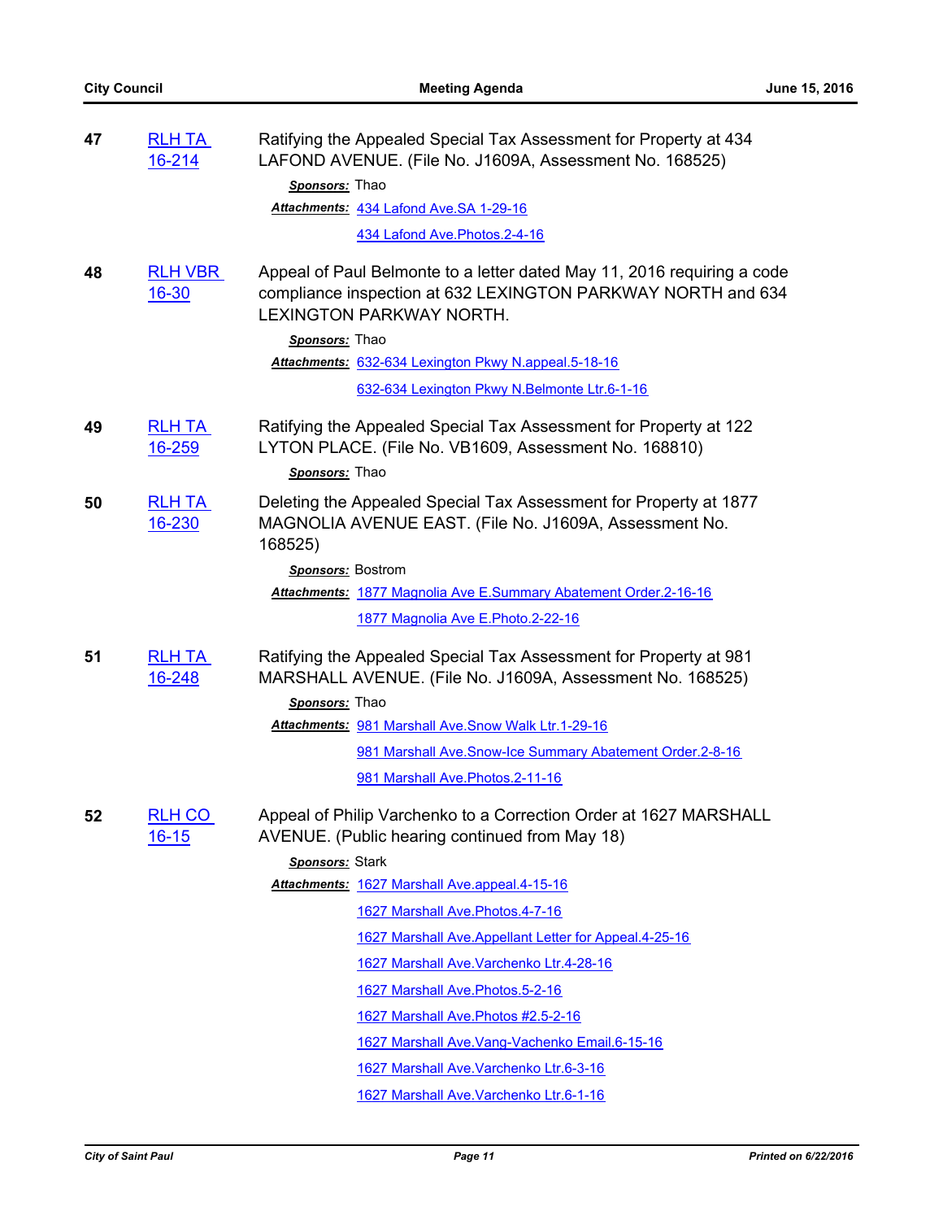**47** RLH TA 16-214

Ratifying the Appealed Special Tax Assessment for Property at 434 LAFOND AVENUE. (File No. J1609A, Assessment No. 168525)

***Sponsors:*** Thao

***Attachments:*** 434 Lafond Ave.SA 1-29-16

434 Lafond Ave.Photos.2-4-16

**48** RLH VBR 16-30

Appeal of Paul Belmonte to a letter dated May 11, 2016 requiring a code compliance inspection at 632 LEXINGTON PARKWAY NORTH and 634 LEXINGTON PARKWAY NORTH.

***Sponsors:*** Thao

***Attachments:*** 632-634 Lexington Pkwy N.appeal.5-18-16

632-634 Lexington Pkwy N.Belmonte Ltr.6-1-16

**49** RLH TA 16-259

Ratifying the Appealed Special Tax Assessment for Property at 122 LYTON PLACE. (File No. VB1609, Assessment No. 168810)

***Sponsors:*** Thao

**50** RLH TA 16-230

Deleting the Appealed Special Tax Assessment for Property at 1877 MAGNOLIA AVENUE EAST. (File No. J1609A, Assessment No. 168525)

***Sponsors:*** Bostrom

***Attachments:*** 1877 Magnolia Ave E.Summary Abatement Order.2-16-16

1877 Magnolia Ave E.Photo.2-22-16

**51** RLH TA 16-248

Ratifying the Appealed Special Tax Assessment for Property at 981 MARSHALL AVENUE. (File No. J1609A, Assessment No. 168525)

***Sponsors:*** Thao

***Attachments:*** 981 Marshall Ave.Snow Walk Ltr.1-29-16

981 Marshall Ave.Snow-Ice Summary Abatement Order.2-8-16

981 Marshall Ave.Photos.2-11-16

**52** RLH CO 16-15

Appeal of Philip Varchenko to a Correction Order at 1627 MARSHALL AVENUE. (Public hearing continued from May 18)

***Sponsors:*** Stark

***Attachments:*** 1627 Marshall Ave.appeal.4-15-16

1627 Marshall Ave.Photos.4-7-16

1627 Marshall Ave.Appellant Letter for Appeal.4-25-16

1627 Marshall Ave.Varchenko Ltr.4-28-16

1627 Marshall Ave.Photos.5-2-16

1627 Marshall Ave.Photos #2.5-2-16

1627 Marshall Ave.Vang-Vachenko Email.6-15-16

1627 Marshall Ave.Varchenko Ltr.6-3-16

1627 Marshall Ave.Varchenko Ltr.6-1-16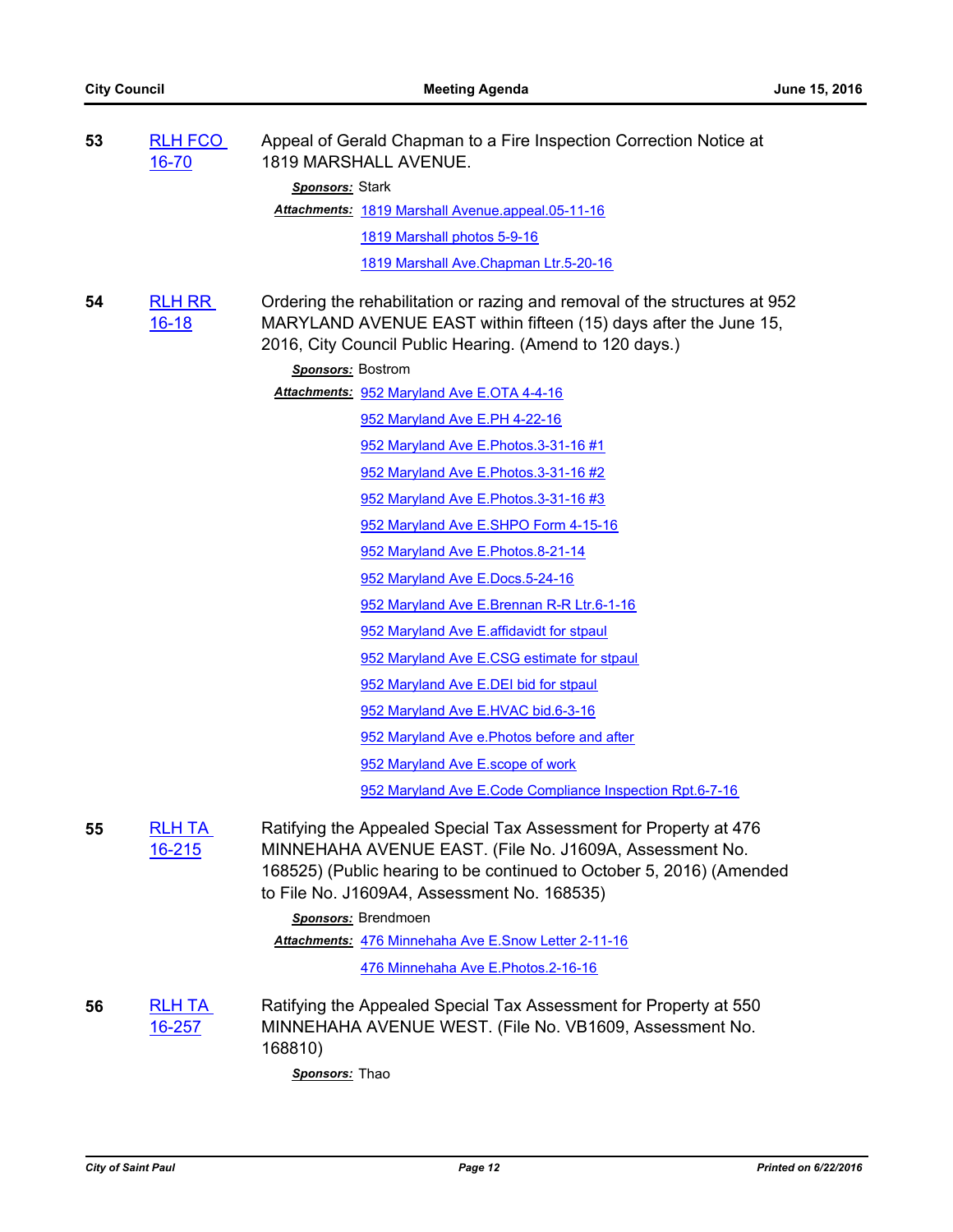**53** RLH FCO 16-70

Appeal of Gerald Chapman to a Fire Inspection Correction Notice at 1819 MARSHALL AVENUE.

***Sponsors:*** Stark

***Attachments:*** 1819 Marshall Avenue.appeal.05-11-16

1819 Marshall photos 5-9-16

1819 Marshall Ave.Chapman Ltr.5-20-16

**54** RLH RR 16-18

Ordering the rehabilitation or razing and removal of the structures at 952 MARYLAND AVENUE EAST within fifteen (15) days after the June 15, 2016, City Council Public Hearing. (Amend to 120 days.)

***Sponsors:*** Bostrom

***Attachments:*** 952 Maryland Ave E.OTA 4-4-16

952 Maryland Ave E.PH 4-22-16

952 Maryland Ave E.Photos.3-31-16 #1

952 Maryland Ave E.Photos.3-31-16 #2

952 Maryland Ave E.Photos.3-31-16 #3

952 Maryland Ave E.SHPO Form 4-15-16

952 Maryland Ave E.Photos.8-21-14

952 Maryland Ave E.Docs.5-24-16

952 Maryland Ave E.Brennan R-R Ltr.6-1-16

952 Maryland Ave E.affidavidt for stpaul

952 Maryland Ave E.CSG estimate for stpaul

952 Maryland Ave E.DEI bid for stpaul

952 Maryland Ave E.HVAC bid.6-3-16

952 Maryland Ave e.Photos before and after

952 Maryland Ave E.scope of work

952 Maryland Ave E.Code Compliance Inspection Rpt.6-7-16

**55** RLH TA 16-215

Ratifying the Appealed Special Tax Assessment for Property at 476 MINNEHAHA AVENUE EAST. (File No. J1609A, Assessment No. 168525) (Public hearing to be continued to October 5, 2016) (Amended to File No. J1609A4, Assessment No. 168535)

***Sponsors:*** Brendmoen

***Attachments:*** 476 Minnehaha Ave E.Snow Letter 2-11-16

476 Minnehaha Ave E.Photos.2-16-16

**56** RLH TA 16-257

Ratifying the Appealed Special Tax Assessment for Property at 550 MINNEHAHA AVENUE WEST. (File No. VB1609, Assessment No. 168810)

***Sponsors:*** Thao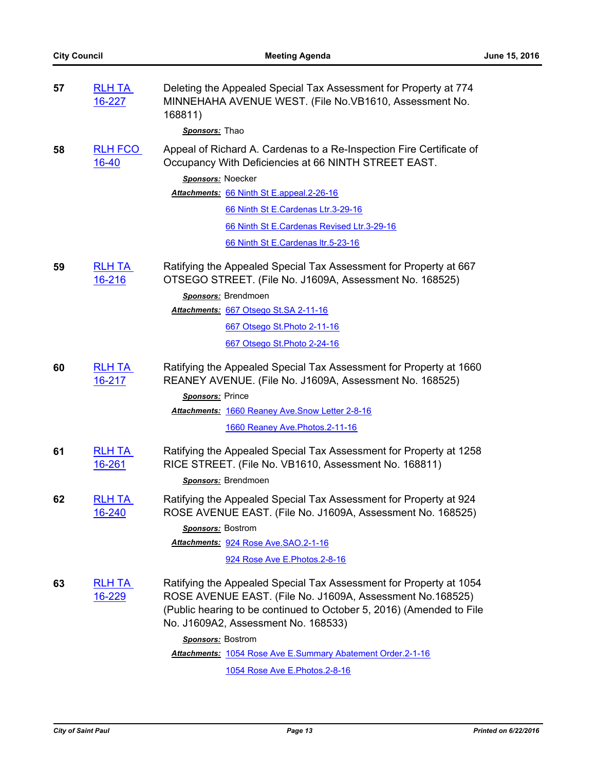**57** RLH TA 16-227

Deleting the Appealed Special Tax Assessment for Property at 774 MINNEHAHA AVENUE WEST. (File No.VB1610, Assessment No. 168811)

*Sponsors:* Thao

**58** RLH FCO 16-40

Appeal of Richard A. Cardenas to a Re-Inspection Fire Certificate of Occupancy With Deficiencies at 66 NINTH STREET EAST.

*Sponsors:* Noecker

*Attachments:* 66 Ninth St E.appeal.2-26-16
66 Ninth St E.Cardenas Ltr.3-29-16
66 Ninth St E.Cardenas Revised Ltr.3-29-16
66 Ninth St E.Cardenas ltr.5-23-16

**59** RLH TA 16-216

Ratifying the Appealed Special Tax Assessment for Property at 667 OTSEGO STREET. (File No. J1609A, Assessment No. 168525)

*Sponsors:* Brendmoen

*Attachments:* 667 Otsego St.SA 2-11-16
667 Otsego St.Photo 2-11-16
667 Otsego St.Photo 2-24-16

**60** RLH TA 16-217

Ratifying the Appealed Special Tax Assessment for Property at 1660 REANEY AVENUE. (File No. J1609A, Assessment No. 168525)

*Sponsors:* Prince

*Attachments:* 1660 Reaney Ave.Snow Letter 2-8-16
1660 Reaney Ave.Photos.2-11-16

**61** RLH TA 16-261

Ratifying the Appealed Special Tax Assessment for Property at 1258 RICE STREET. (File No. VB1610, Assessment No. 168811)

*Sponsors:* Brendmoen

**62** RLH TA 16-240

Ratifying the Appealed Special Tax Assessment for Property at 924 ROSE AVENUE EAST. (File No. J1609A, Assessment No. 168525)

*Sponsors:* Bostrom

*Attachments:* 924 Rose Ave.SAO.2-1-16
924 Rose Ave E.Photos.2-8-16

**63** RLH TA 16-229

Ratifying the Appealed Special Tax Assessment for Property at 1054 ROSE AVENUE EAST. (File No. J1609A, Assessment No.168525) (Public hearing to be continued to October 5, 2016) (Amended to File No. J1609A2, Assessment No. 168533)

*Sponsors:* Bostrom

*Attachments:* 1054 Rose Ave E.Summary Abatement Order.2-1-16
1054 Rose Ave E.Photos.2-8-16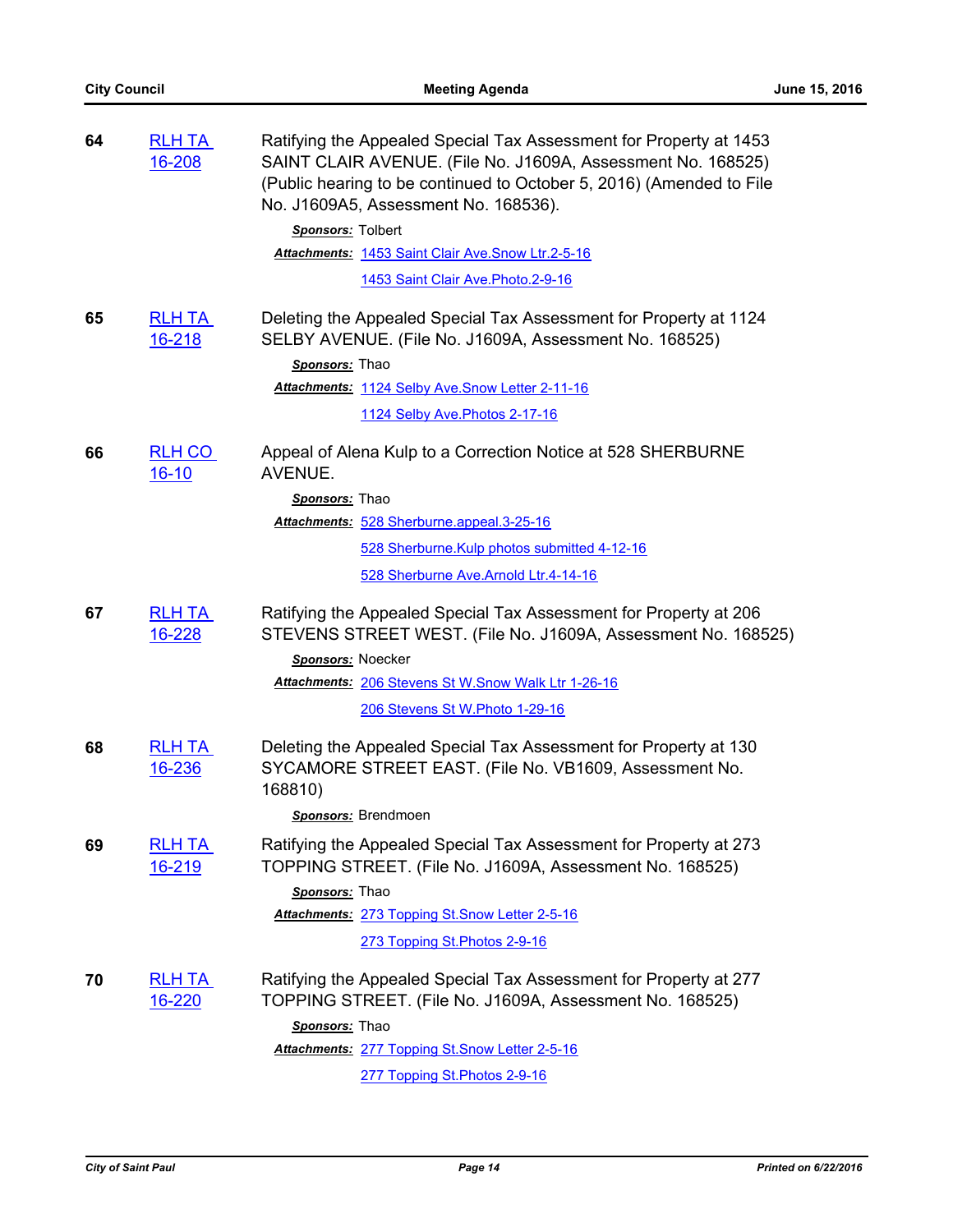**64** [RLH TA 16-208](#)

Ratifying the Appealed Special Tax Assessment for Property at 1453 SAINT CLAIR AVENUE. (File No. J1609A, Assessment No. 168525) (Public hearing to be continued to October 5, 2016) (Amended to File No. J1609A5, Assessment No. 168536).

***Sponsors:*** Tolbert

***Attachments:*** [1453 Saint Clair Ave.Snow Ltr.2-5-16](#)

[1453 Saint Clair Ave.Photo.2-9-16](#)

**65** [RLH TA 16-218](#)

Deleting the Appealed Special Tax Assessment for Property at 1124 SELBY AVENUE. (File No. J1609A, Assessment No. 168525)

***Sponsors:*** Thao

***Attachments:*** [1124 Selby Ave.Snow Letter 2-11-16](#)

[1124 Selby Ave.Photos 2-17-16](#)

**66** [RLH CO 16-10](#)

Appeal of Alena Kulp to a Correction Notice at 528 SHERBURNE AVENUE.

***Sponsors:*** Thao

***Attachments:*** [528 Sherburne.appeal.3-25-16](#)

[528 Sherburne.Kulp photos submitted 4-12-16](#)

[528 Sherburne Ave.Arnold Ltr.4-14-16](#)

**67** [RLH TA 16-228](#)

Ratifying the Appealed Special Tax Assessment for Property at 206 STEVENS STREET WEST. (File No. J1609A, Assessment No. 168525)

***Sponsors:*** Noecker

***Attachments:*** [206 Stevens St W.Snow Walk Ltr 1-26-16](#)

[206 Stevens St W.Photo 1-29-16](#)

**68** [RLH TA 16-236](#)

Deleting the Appealed Special Tax Assessment for Property at 130 SYCAMORE STREET EAST. (File No. VB1609, Assessment No. 168810)

***Sponsors:*** Brendmoen

**69** [RLH TA 16-219](#)

Ratifying the Appealed Special Tax Assessment for Property at 273 TOPPING STREET. (File No. J1609A, Assessment No. 168525)

***Sponsors:*** Thao

***Attachments:*** [273 Topping St.Snow Letter 2-5-16](#)

[273 Topping St.Photos 2-9-16](#)

**70** [RLH TA 16-220](#)

Ratifying the Appealed Special Tax Assessment for Property at 277 TOPPING STREET. (File No. J1609A, Assessment No. 168525)

***Sponsors:*** Thao

***Attachments:*** [277 Topping St.Snow Letter 2-5-16](#)

[277 Topping St.Photos 2-9-16](#)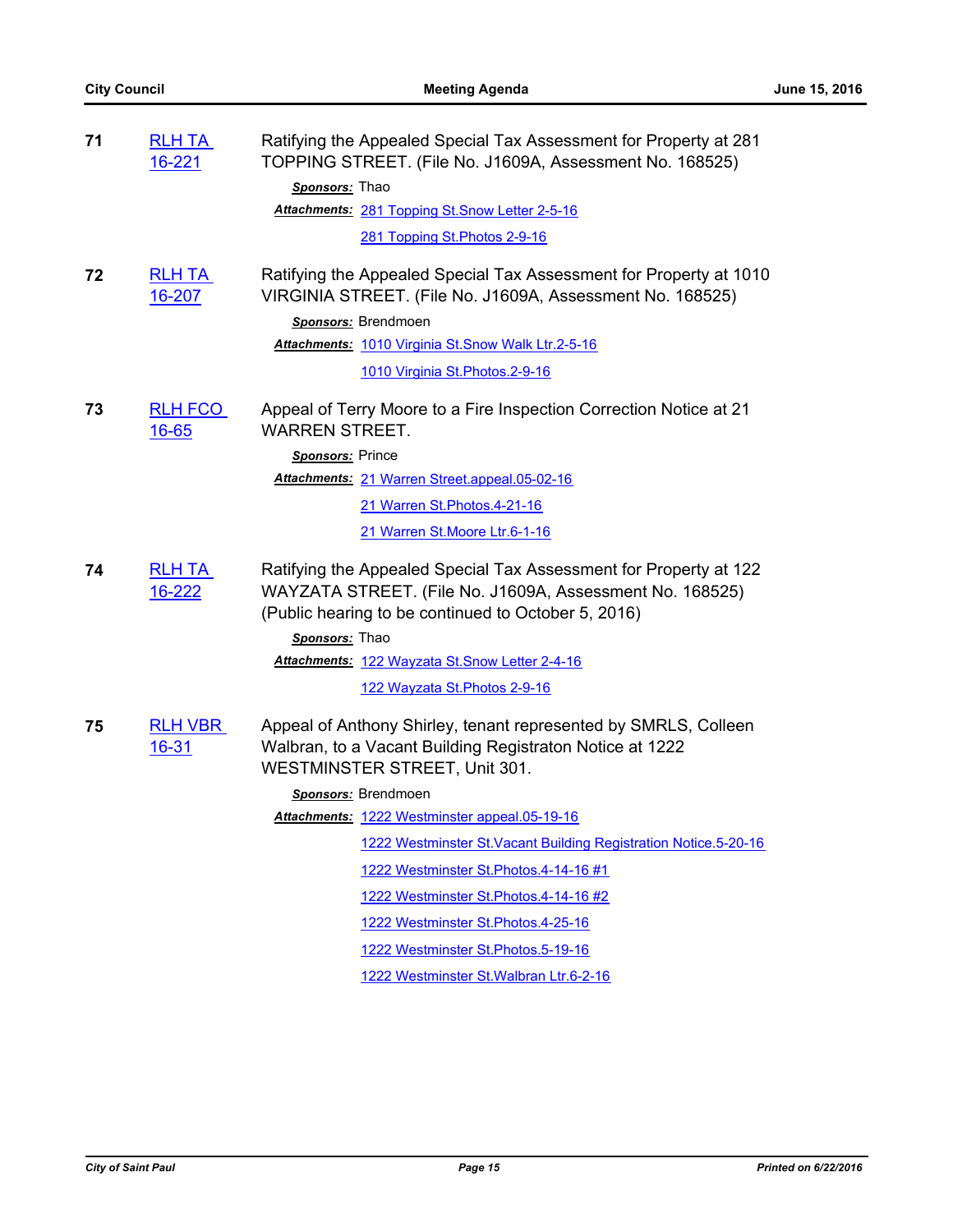**71** **RLH TA 16-221**

Ratifying the Appealed Special Tax Assessment for Property at 281 TOPPING STREET. (File No. J1609A, Assessment No. 168525)

***Sponsors:*** Thao

***Attachments:*** 281 Topping St.Snow Letter 2-5-16

281 Topping St.Photos 2-9-16

**72** **RLH TA 16-207**

Ratifying the Appealed Special Tax Assessment for Property at 1010 VIRGINIA STREET. (File No. J1609A, Assessment No. 168525)

***Sponsors:*** Brendmoen

***Attachments:*** 1010 Virginia St.Snow Walk Ltr.2-5-16

1010 Virginia St.Photos.2-9-16

**73** **RLH FCO 16-65**

Appeal of Terry Moore to a Fire Inspection Correction Notice at 21 WARREN STREET.

***Sponsors:*** Prince

***Attachments:*** 21 Warren Street.appeal.05-02-16

21 Warren St.Photos.4-21-16

21 Warren St.Moore Ltr.6-1-16

**74** **RLH TA 16-222**

Ratifying the Appealed Special Tax Assessment for Property at 122 WAYZATA STREET. (File No. J1609A, Assessment No. 168525) (Public hearing to be continued to October 5, 2016)

***Sponsors:*** Thao

***Attachments:*** 122 Wayzata St.Snow Letter 2-4-16

122 Wayzata St.Photos 2-9-16

**75** **RLH VBR 16-31**

Appeal of Anthony Shirley, tenant represented by SMRLS, Colleen Walbran, to a Vacant Building Registraton Notice at 1222 WESTMINSTER STREET, Unit 301.

***Sponsors:*** Brendmoen

***Attachments:*** 1222 Westminster appeal.05-19-16

1222 Westminster St.Vacant Building Registration Notice.5-20-16

1222 Westminster St.Photos.4-14-16 #1

1222 Westminster St.Photos.4-14-16 #2

1222 Westminster St.Photos.4-25-16

1222 Westminster St.Photos.5-19-16

1222 Westminster St.Walbran Ltr.6-2-16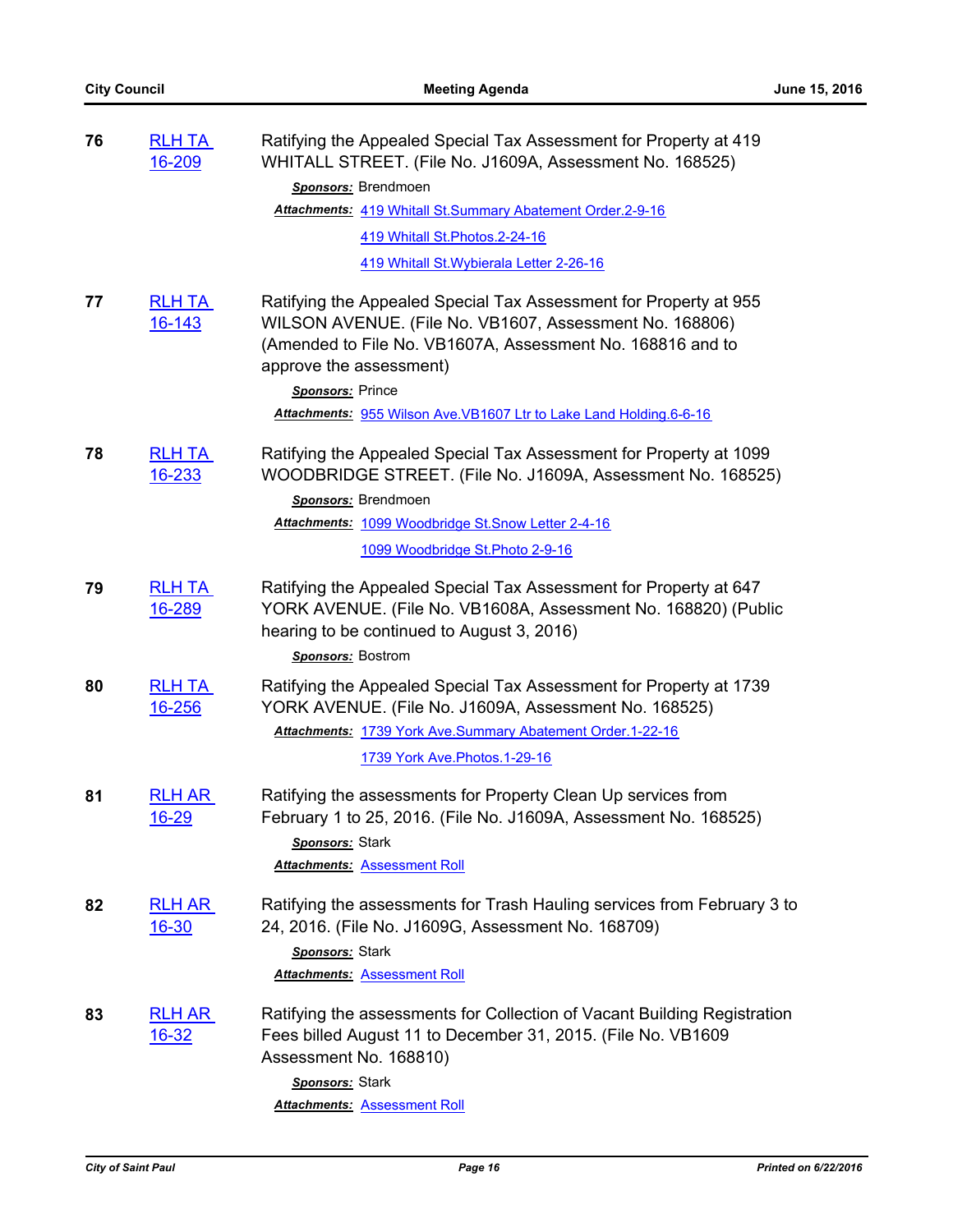**76** RLH TA 16-209

Ratifying the Appealed Special Tax Assessment for Property at 419 WHITALL STREET. (File No. J1609A, Assessment No. 168525)

*Sponsors:* Brendmoen

*Attachments:* 419 Whitall St.Summary Abatement Order.2-9-16
419 Whitall St.Photos.2-24-16
419 Whitall St.Wybierala Letter 2-26-16

**77** RLH TA 16-143

Ratifying the Appealed Special Tax Assessment for Property at 955 WILSON AVENUE. (File No. VB1607, Assessment No. 168806) (Amended to File No. VB1607A, Assessment No. 168816 and to approve the assessment)

*Sponsors:* Prince

*Attachments:* 955 Wilson Ave.VB1607 Ltr to Lake Land Holding.6-6-16

**78** RLH TA 16-233

Ratifying the Appealed Special Tax Assessment for Property at 1099 WOODBRIDGE STREET. (File No. J1609A, Assessment No. 168525)

*Sponsors:* Brendmoen

*Attachments:* 1099 Woodbridge St.Snow Letter 2-4-16
1099 Woodbridge St.Photo 2-9-16

**79** RLH TA 16-289

Ratifying the Appealed Special Tax Assessment for Property at 647 YORK AVENUE. (File No. VB1608A, Assessment No. 168820) (Public hearing to be continued to August 3, 2016)

*Sponsors:* Bostrom

**80** RLH TA 16-256

Ratifying the Appealed Special Tax Assessment for Property at 1739 YORK AVENUE. (File No. J1609A, Assessment No. 168525)

*Attachments:* 1739 York Ave.Summary Abatement Order.1-22-16
1739 York Ave.Photos.1-29-16

**81** RLH AR 16-29

Ratifying the assessments for Property Clean Up services from February 1 to 25, 2016. (File No. J1609A, Assessment No. 168525)

*Sponsors:* Stark

*Attachments:* Assessment Roll

**82** RLH AR 16-30

Ratifying the assessments for Trash Hauling services from February 3 to 24, 2016. (File No. J1609G, Assessment No. 168709)

*Sponsors:* Stark

*Attachments:* Assessment Roll

**83** RLH AR 16-32

Ratifying the assessments for Collection of Vacant Building Registration Fees billed August 11 to December 31, 2015. (File No. VB1609 Assessment No. 168810)

*Sponsors:* Stark

*Attachments:* Assessment Roll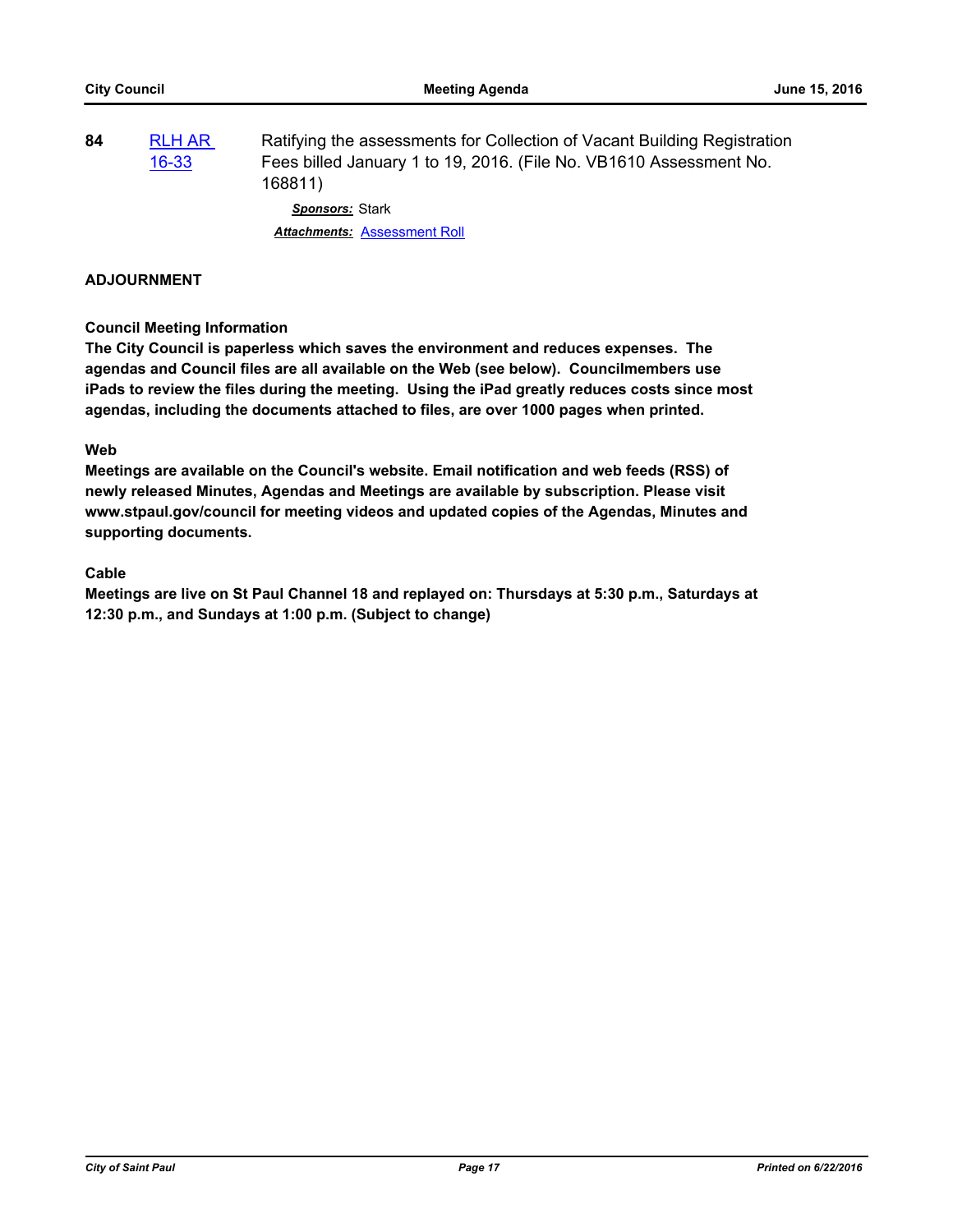**84** RLH AR 16-33 Ratifying the assessments for Collection of Vacant Building Registration Fees billed January 1 to 19, 2016. (File No. VB1610 Assessment No. 168811)

***Sponsors:*** Stark

***Attachments:*** Assessment Roll

## ADJOURNMENT

**Council Meeting Information**

**The City Council is paperless which saves the environment and reduces expenses. The agendas and Council files are all available on the Web (see below). Councilmembers use iPads to review the files during the meeting. Using the iPad greatly reduces costs since most agendas, including the documents attached to files, are over 1000 pages when printed.**

**Web**

**Meetings are available on the Council's website. Email notification and web feeds (RSS) of newly released Minutes, Agendas and Meetings are available by subscription. Please visit www.stpaul.gov/council for meeting videos and updated copies of the Agendas, Minutes and supporting documents.**

**Cable**

**Meetings are live on St Paul Channel 18 and replayed on: Thursdays at 5:30 p.m., Saturdays at 12:30 p.m., and Sundays at 1:00 p.m. (Subject to change)**